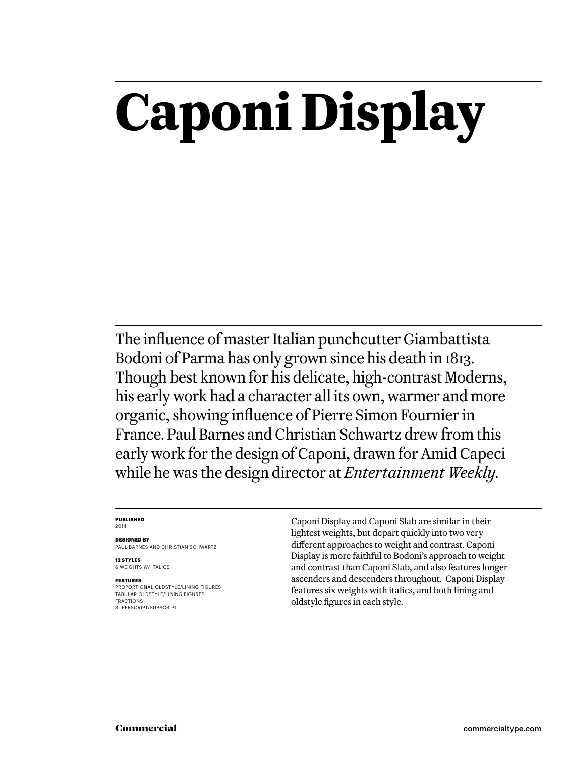# Caponi Display

The influence of master Italian punchcutter Giambattista Bodoni of Parma has only grown since his death in 1813. Though best known for his delicate, high-contrast Moderns, his early work had a character all its own, warmer and more organic, showing influence of Pierre Simon Fournier in France. Paul Barnes and Christian Schwartz drew from this early work for the design of Caponi, drawn for Amid Capeci while he was the design director at *Entertainment Weekly*.

**PUBLISHED**
2014

**DESIGNED BY**
PAUL BARNES AND CHRISTIAN SCHWARTZ

**12 STYLES**
6 WEIGHTS W/ ITALICS

**FEATURES**
PROPORTIONAL OLDSTYLE/LINING FIGURES
TABULAR OLDSTYLE/LINING FIGURES
FRACTIONS
SUPERSCRIPT/SUBSCRIPT

Caponi Display and Caponi Slab are similar in their lightest weights, but depart quickly into two very different approaches to weight and contrast. Caponi Display is more faithful to Bodoni's approach to weight and contrast than Caponi Slab, and also features longer ascenders and descenders throughout. Caponi Display features six weights with italics, and both lining and oldstyle figures in each style.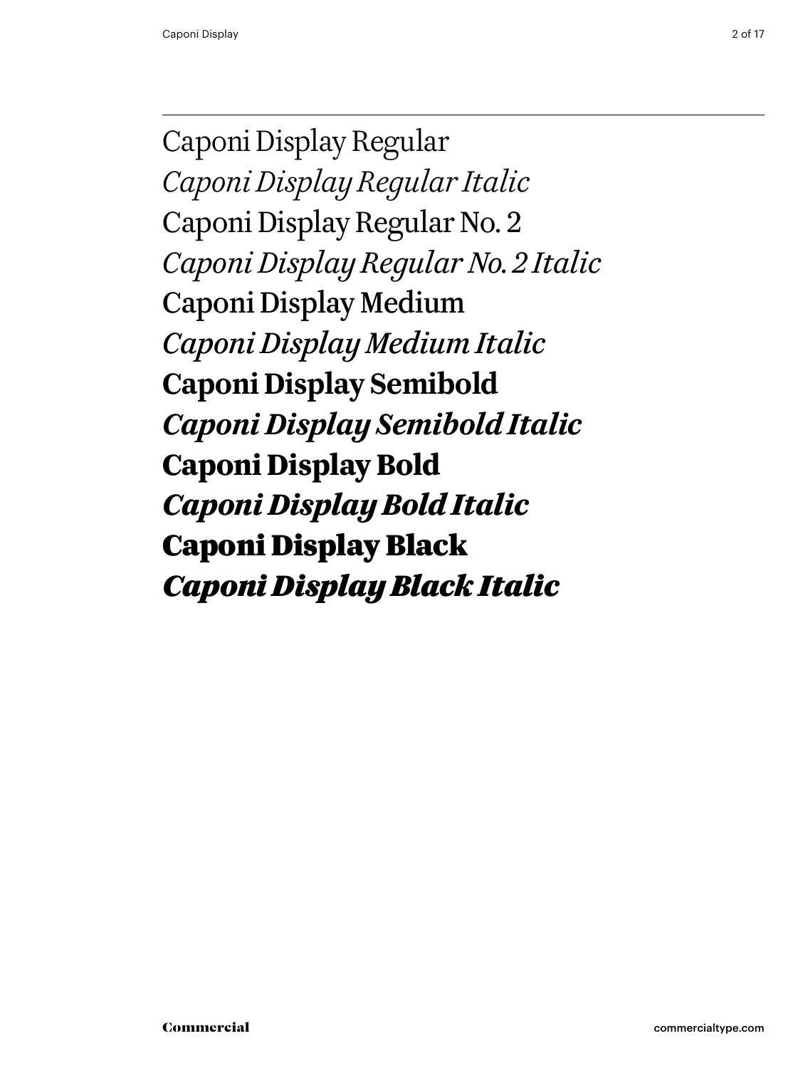Caponi Display Regular

*Caponi Display Regular Italic*

Caponi Display Regular No. 2

*Caponi Display Regular No. 2 Italic*

Caponi Display Medium

*Caponi Display Medium Italic*

**Caponi Display Semibold**

***Caponi Display Semibold Italic***

**Caponi Display Bold**

***Caponi Display Bold Italic***

**Caponi Display Black**

***Caponi Display Black Italic***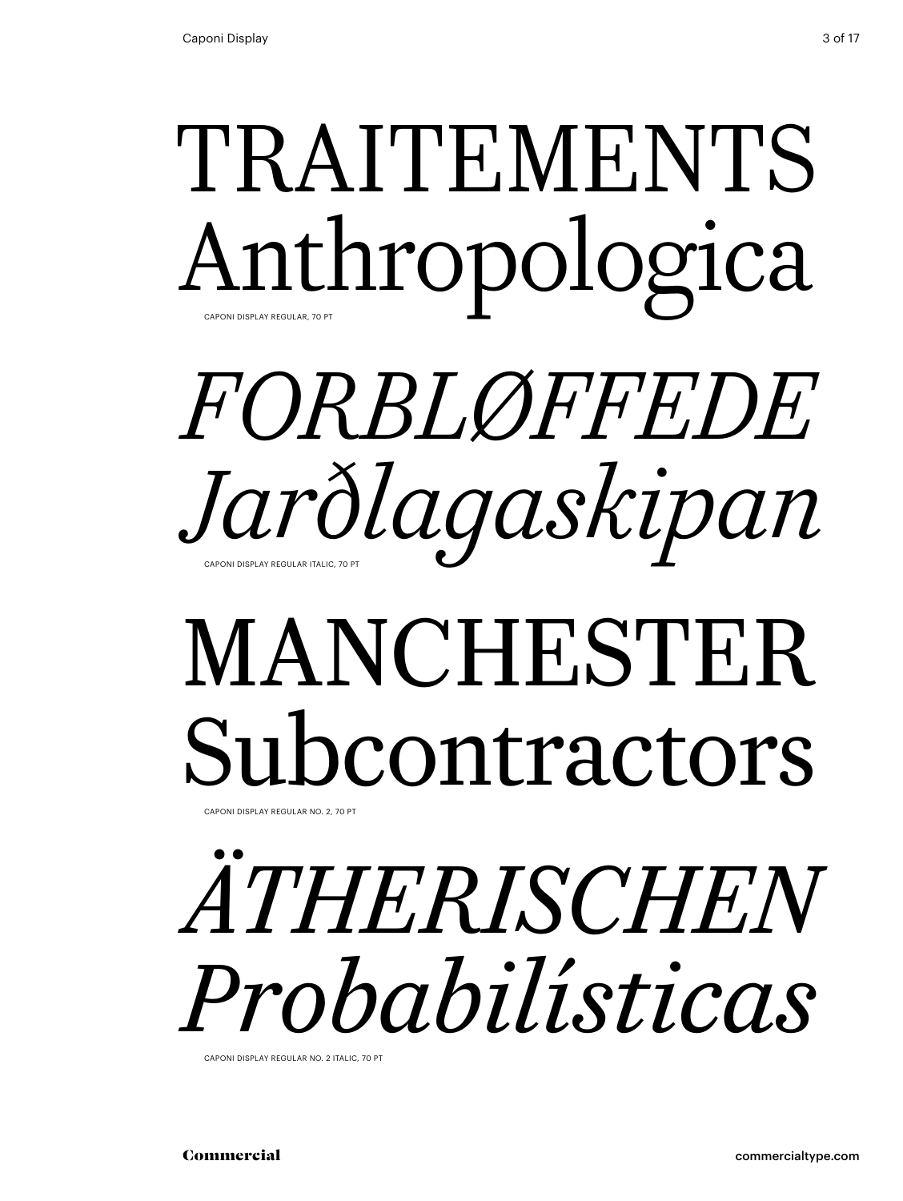TRAITEMENTS
Anthropologica

CAPONI DISPLAY REGULAR, 70 PT

*FORBLØFFEDE*
*Jarðlagaskipan*

CAPONI DISPLAY REGULAR ITALIC, 70 PT

MANCHESTER
Subcontractors

CAPONI DISPLAY REGULAR NO. 2, 70 PT

*ÄTHERISCHEN*
*Probabilísticas*

CAPONI DISPLAY REGULAR NO. 2 ITALIC, 70 PT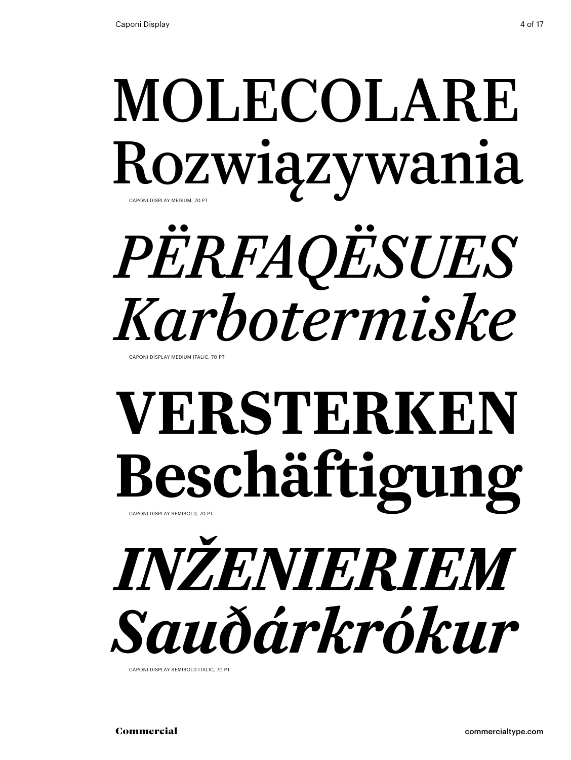MOLECOLARE
Rozwiązywania

CAPONI DISPLAY MEDIUM, 70 PT

*PËRFAQËSUES*
*Karbotermiske*

CAPONI DISPLAY MEDIUM ITALIC, 70 PT

**VERSTERKEN**
**Beschäftigung**

CAPONI DISPLAY SEMIBOLD, 70 PT

***INŽENIERIEM***
***Sauðárkrókur***

CAPONI DISPLAY SEMIBOLD ITALIC, 70 PT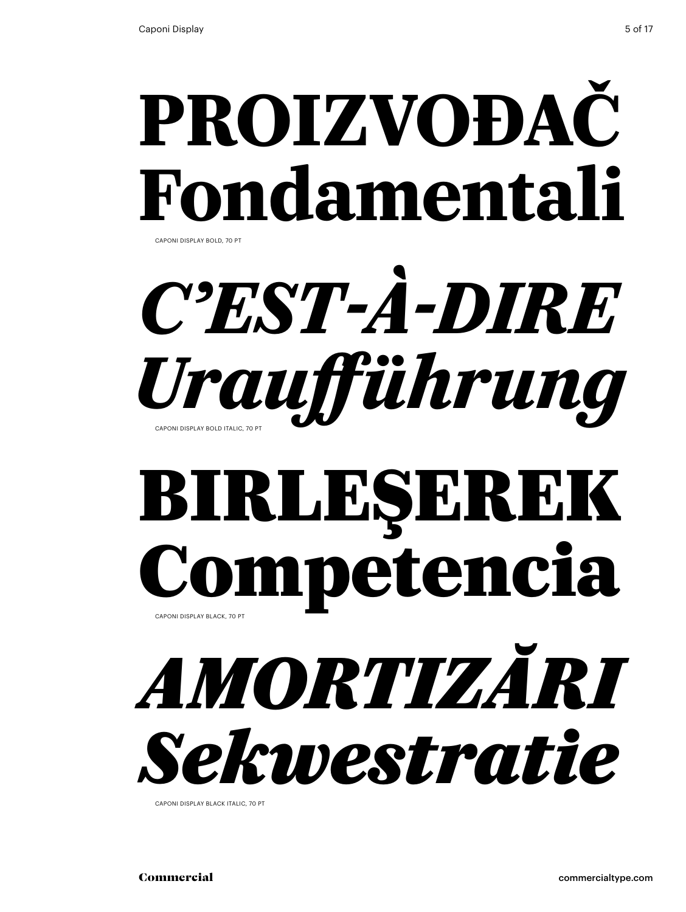**PROIZVOĐAČ**
**Fondamentali**

CAPONI DISPLAY BOLD, 70 PT

***C'EST-À-DIRE***
***Uraufführung***

CAPONI DISPLAY BOLD ITALIC, 70 PT

**BIRLEŞEREK**
**Competencia**

CAPONI DISPLAY BLACK, 70 PT

***AMORTIZĂRI***
***Sekwestratie***

CAPONI DISPLAY BLACK ITALIC, 70 PT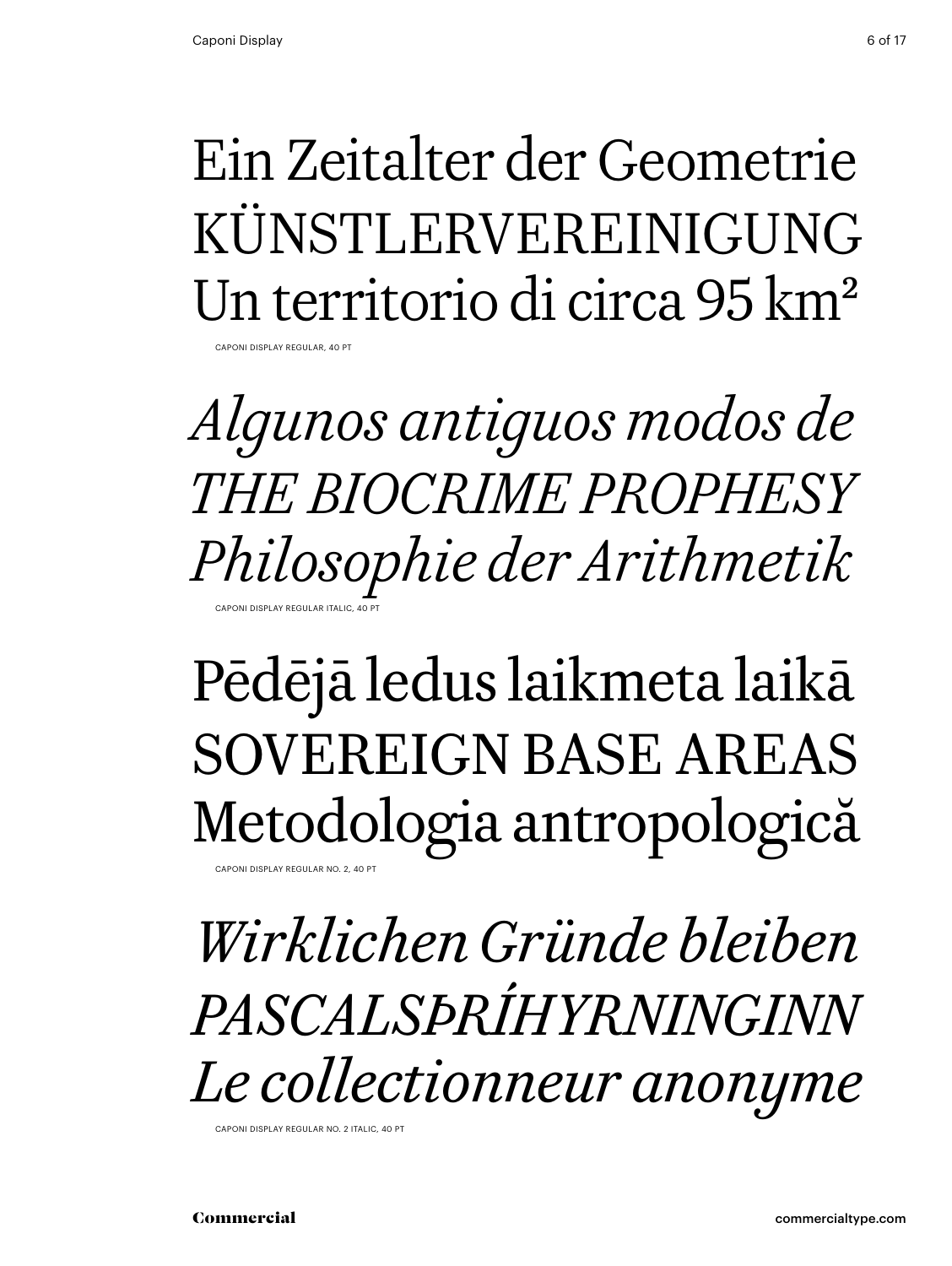Ein Zeitalter der Geometrie
KÜNSTLERVEREINIGUNG
Un territorio di circa 95 km²

CAPONI DISPLAY REGULAR, 40 PT

*Algunos antiguos modos de*
*THE BIOCRIME PROPHESY*
*Philosophie der Arithmetik*

CAPONI DISPLAY REGULAR ITALIC, 40 PT

Pēdējā ledus laikmeta laikā
SOVEREIGN BASE AREAS
Metodologia antropologică

CAPONI DISPLAY REGULAR NO. 2, 40 PT

*Wirklichen Gründe bleiben*
*PASCALSÞRÍHYRNINGINN*
*Le collectionneur anonyme*

CAPONI DISPLAY REGULAR NO. 2 ITALIC, 40 PT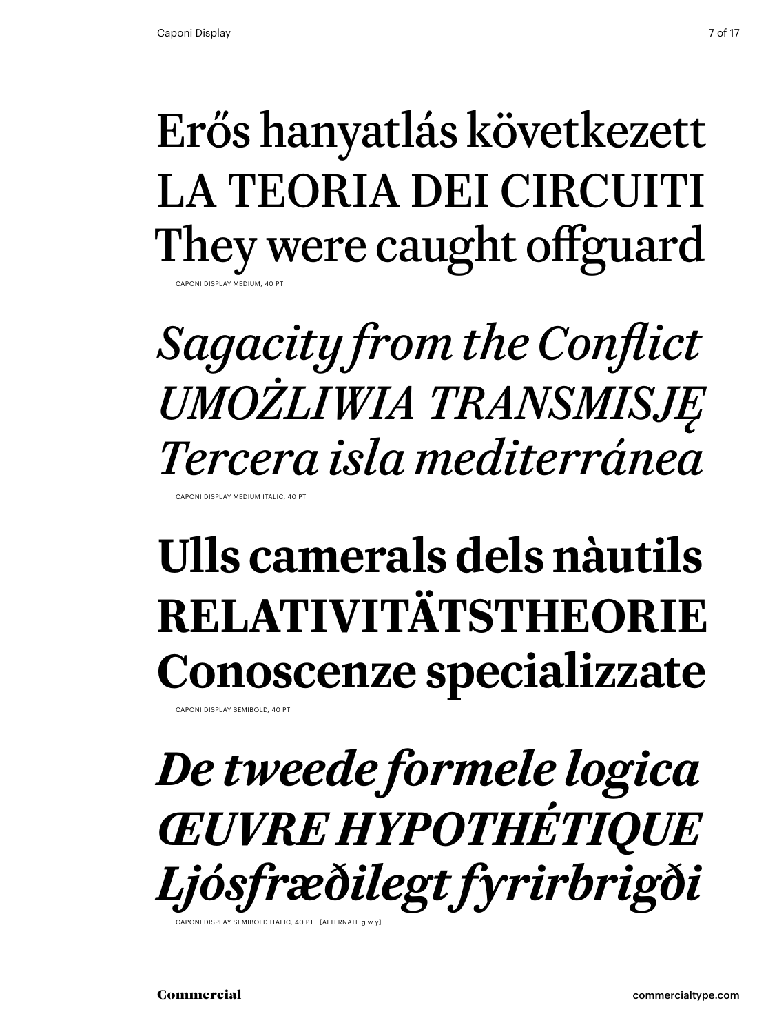Erős hanyatlás következett
LA TEORIA DEI CIRCUITI
They were caught offguard

CAPONI DISPLAY MEDIUM, 40 PT

*Sagacity from the Conflict*
*UMOŻLIWIA TRANSMISJĘ*
*Tercera isla mediterránea*

CAPONI DISPLAY MEDIUM ITALIC, 40 PT

**Ulls camerals dels nàutils**
**RELATIVITÄTSTHEORIE**
**Conoscenze specializzate**

CAPONI DISPLAY SEMIBOLD, 40 PT

***De tweede formele logica***
***ŒUVRE HYPOTHÉTIQUE***
***Ljósfræðilegt fyrirbrigði***

CAPONI DISPLAY SEMIBOLD ITALIC, 40 PT [ALTERNATE g w y]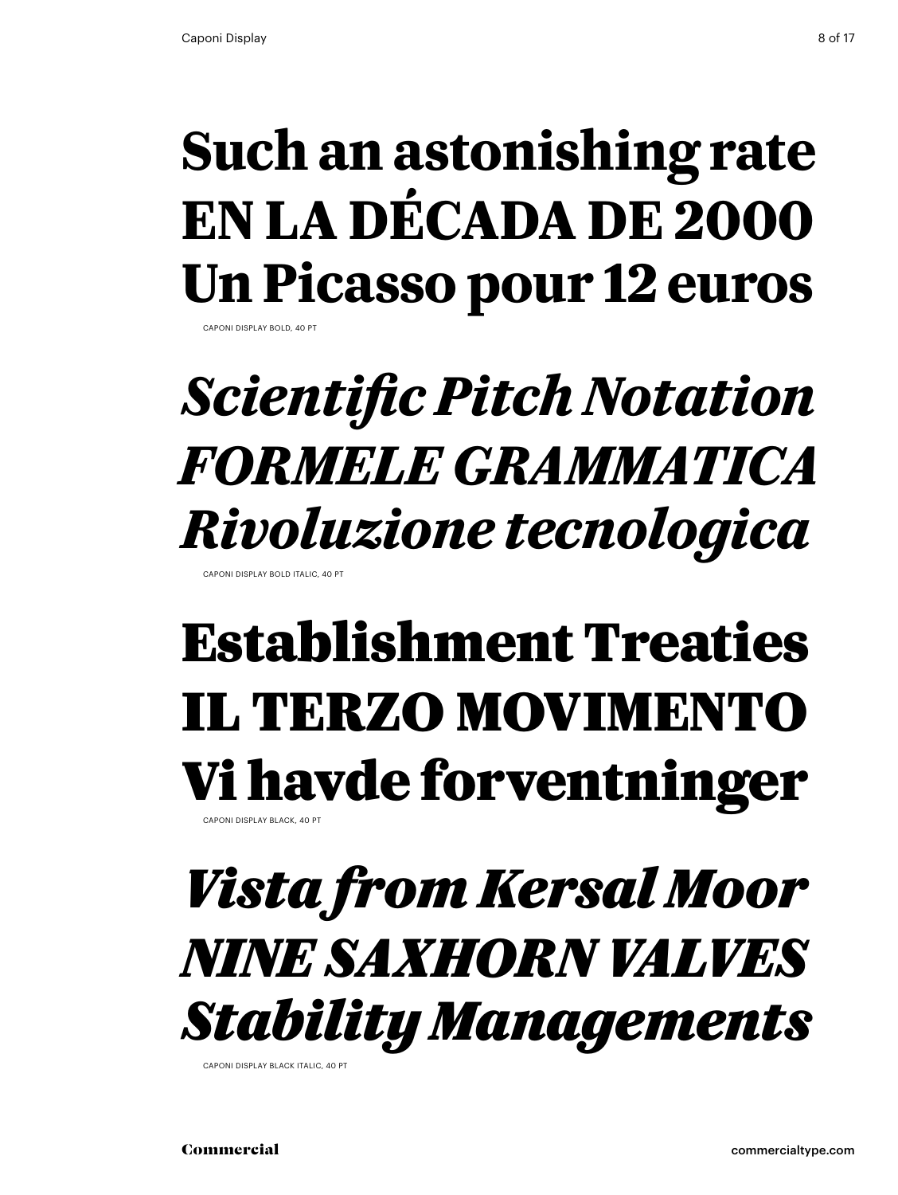**Such an astonishing rate**
**EN LA DÉCADA DE 2000**
**Un Picasso pour 12 euros**

CAPONI DISPLAY BOLD, 40 PT

***Scientific Pitch Notation***
***FORMELE GRAMMATICA***
***Rivoluzione tecnologica***

CAPONI DISPLAY BOLD ITALIC, 40 PT

**Establishment Treaties**
**IL TERZO MOVIMENTO**
**Vi havde forventninger**

CAPONI DISPLAY BLACK, 40 PT

***Vista from Kersal Moor***
***NINE SAXHORN VALVES***
***Stability Managements***

CAPONI DISPLAY BLACK ITALIC, 40 PT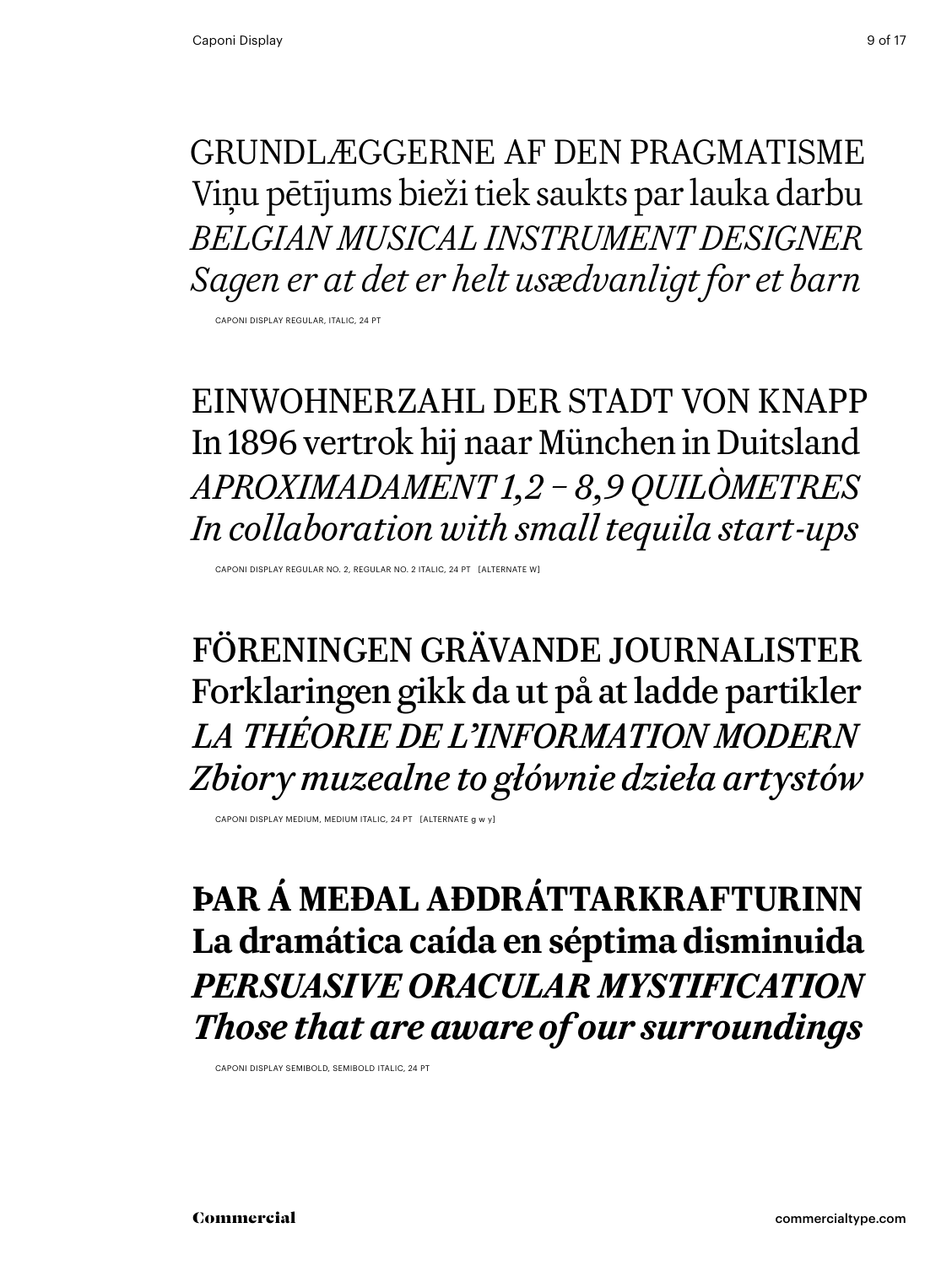GRUNDLÆGGERNE AF DEN PRAGMATISME
Viņu pētījums bieži tiek saukts par lauka darbu
*BELGIAN MUSICAL INSTRUMENT DESIGNER*
*Sagen er at det er helt usædvanligt for et barn*

CAPONI DISPLAY REGULAR, ITALIC, 24 PT

EINWOHNERZAHL DER STADT VON KNAPP
In 1896 vertrok hij naar München in Duitsland
*APROXIMADAMENT 1,2 – 8,9 QUILÒMETRES*
*In collaboration with small tequila start-ups*

CAPONI DISPLAY REGULAR NO. 2, REGULAR NO. 2 ITALIC, 24 PT [ALTERNATE W]

FÖRENINGEN GRÄVANDE JOURNALISTER
Forklaringen gikk da ut på at ladde partikler
*LA THÉORIE DE L’INFORMATION MODERN*
*Zbiory muzealne to głównie dzieła artystów*

CAPONI DISPLAY MEDIUM, MEDIUM ITALIC, 24 PT [ALTERNATE g w y]

**ÞAR Á MEÐAL AÐDRÁTTARKRAFTURINN**
**La dramática caída en séptima disminuida**
***PERSUASIVE ORACULAR MYSTIFICATION***
***Those that are aware of our surroundings***

CAPONI DISPLAY SEMIBOLD, SEMIBOLD ITALIC, 24 PT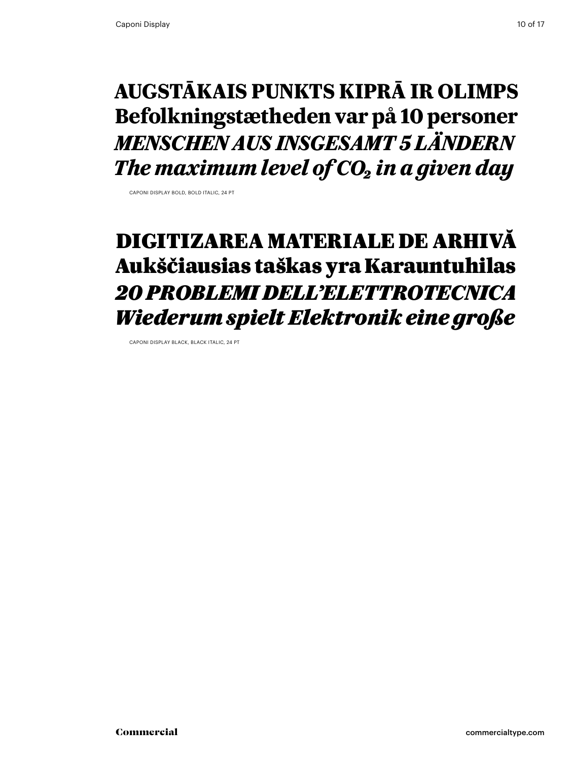**AUGSTĀKAIS PUNKTS KIPRĀ IR OLIMPS**
**Befolkningstætheden var på 10 personer**
***MENSCHEN AUS INSGESAMT 5 LÄNDERN***
***The maximum level of $CO_2$ in a given day***

CAPONI DISPLAY BOLD, BOLD ITALIC, 24 PT

**DIGITIZAREA MATERIALE DE ARHIVĂ**
**Aukščiausias taškas yra Karauntuhilas**
***20 PROBLEMI DELL'ELETTROTECNICA***
***Wiederum spielt Elektronik eine große***

CAPONI DISPLAY BLACK, BLACK ITALIC, 24 PT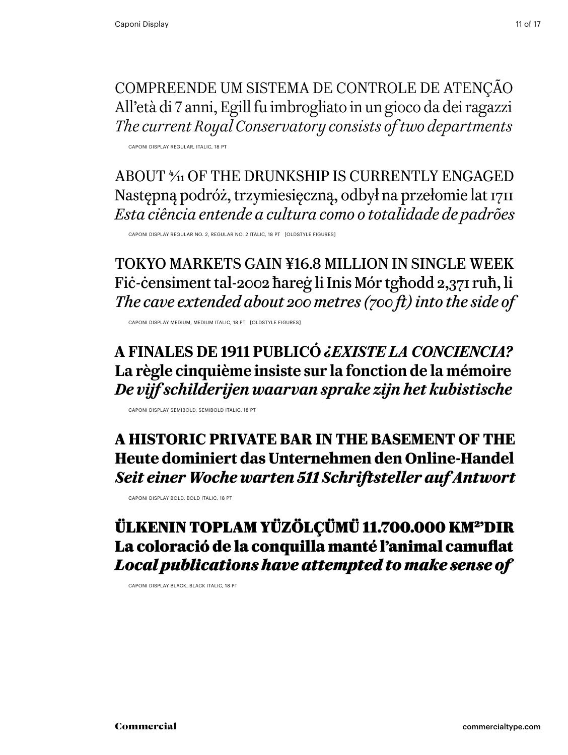COMPREENDE UM SISTEMA DE CONTROLE DE ATENÇÃO
All'età di 7 anni, Egill fu imbrogliato in un gioco da dei ragazzi
*The current Royal Conservatory consists of two departments*

CAPONI DISPLAY REGULAR, ITALIC, 18 PT

ABOUT ⁴⁄₁₁ OF THE DRUNKSHIP IS CURRENTLY ENGAGED
Następną podróż, trzymiesięczną, odbył na przełomie lat 1711
*Esta ciência entende a cultura como o totalidade de padrões*

CAPONI DISPLAY REGULAR NO. 2, REGULAR NO. 2 ITALIC, 18 PT [OLDSTYLE FIGURES]

TOKYO MARKETS GAIN ¥16.8 MILLION IN SINGLE WEEK
Fiċ-ċensiment tal-2002 ħareġ li Inis Mór tgħodd 2,371 ruħ, li
*The cave extended about 200 metres (700 ft) into the side of*

CAPONI DISPLAY MEDIUM, MEDIUM ITALIC, 18 PT [OLDSTYLE FIGURES]

**A FINALES DE 1911 PUBLICÓ *¿EXISTE LA CONCIENCIA?***
**La règle cinquième insiste sur la fonction de la mémoire**
***De vijf schilderijen waarvan sprake zijn het kubistische***

CAPONI DISPLAY SEMIBOLD, SEMIBOLD ITALIC, 18 PT

**A HISTORIC PRIVATE BAR IN THE BASEMENT OF THE**
**Heute dominiert das Unternehmen den Online-Handel**
***Seit einer Woche warten 511 Schriftsteller auf Antwort***

CAPONI DISPLAY BOLD, BOLD ITALIC, 18 PT

**ÜLKENIN TOPLAM YÜZÖLÇÜMÜ 11.700.000 KM²'DIR**
**La coloració de la conquilla manté l'animal camuflat**
***Local publications have attempted to make sense of***

CAPONI DISPLAY BLACK, BLACK ITALIC, 18 PT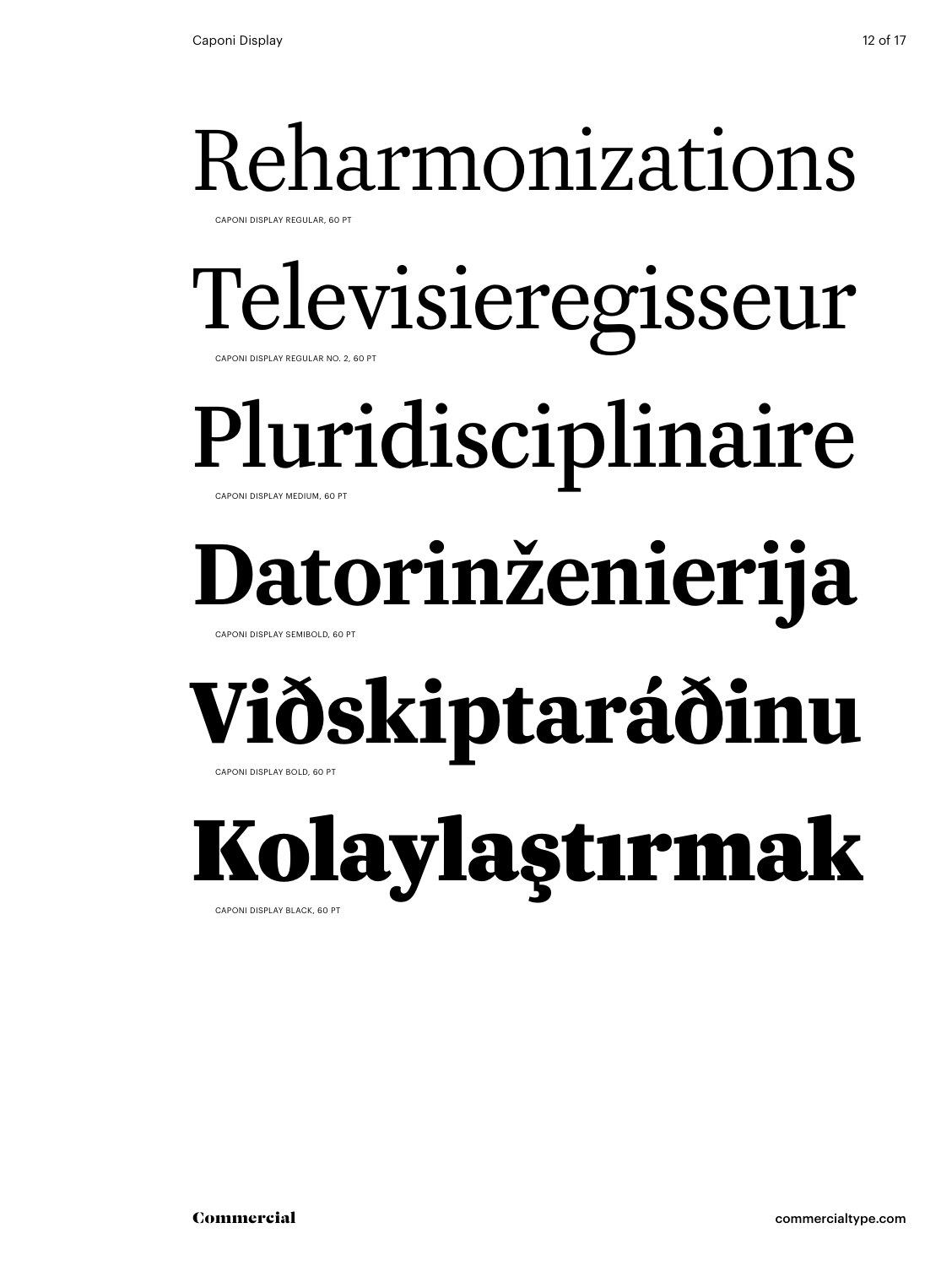Reharmonizations

CAPONI DISPLAY REGULAR, 60 PT

Televisieregisseur

CAPONI DISPLAY REGULAR NO. 2, 60 PT

Pluridisciplinaire

CAPONI DISPLAY MEDIUM, 60 PT

**Datorinženierija**

CAPONI DISPLAY SEMIBOLD, 60 PT

**Viðskiptaráðinu**

CAPONI DISPLAY BOLD, 60 PT

**Kolaylaştırmak**

CAPONI DISPLAY BLACK, 60 PT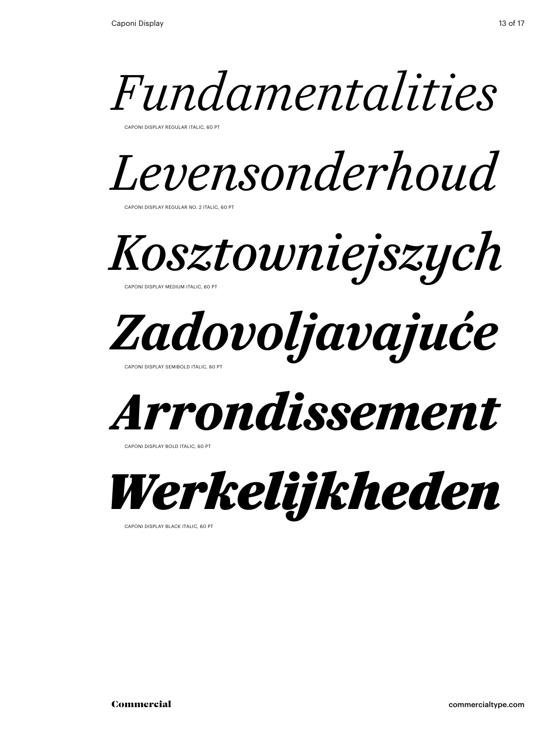*Fundamentalities*

CAPONI DISPLAY REGULAR ITALIC, 60 PT

*Levensonderhoud*

CAPONI DISPLAY REGULAR NO. 2 ITALIC, 60 PT

*Kosztowniejszych*

CAPONI DISPLAY MEDIUM ITALIC, 60 PT

***Zadovoljavajuće***

CAPONI DISPLAY SEMIBOLD ITALIC, 60 PT

***Arrondissement***

CAPONI DISPLAY BOLD ITALIC, 60 PT

***Werkelijkheden***

CAPONI DISPLAY BLACK ITALIC, 60 PT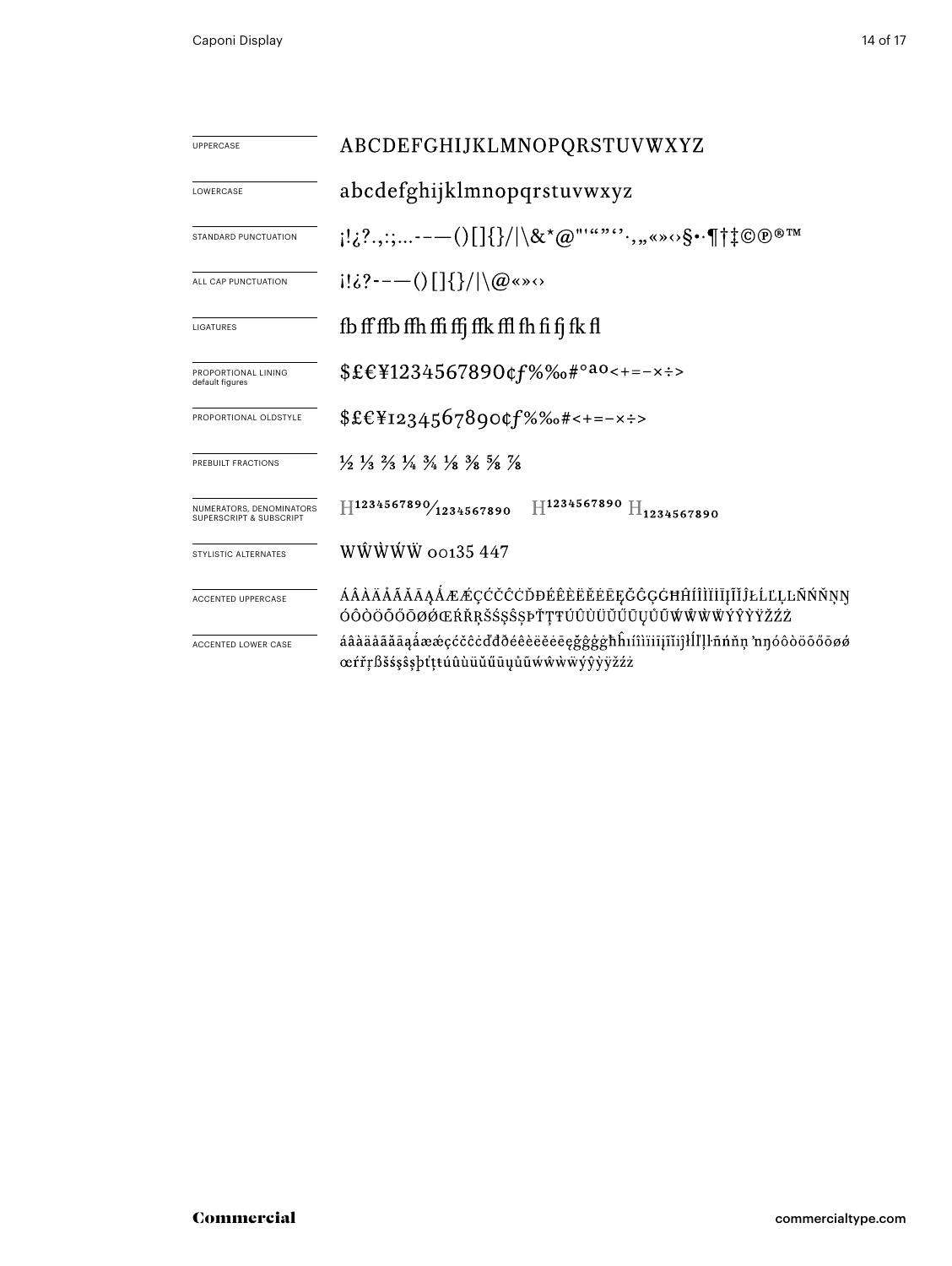| | |
|---|---|
| UPPERCASE | ABCDEFGHIJKLMNOPQRSTUVWXYZ |
| LOWERCASE | abcdefghijklmnopqrstuvwxyz |
| STANDARD PUNCTUATION | ¡!¿?.,:;...-–—()[]{}/\|\&*@"'“”‘’·,„«»‹›§•·¶†‡©℗®™ |
| ALL CAP PUNCTUATION | ¡!¿?-–—()[]{}/\|\@«»‹› |
| LIGATURES | fb ff ffb ffh ffi ffj ffk ffl fh fi fj fk fl |
| PROPORTIONAL LINING default figures | $£€¥1234567890¢ƒ%‰#°ªº<+=−×÷> |
| PROPORTIONAL OLDSTYLE | $£€¥1234567890¢ƒ%‰#<+=−×÷> |
| PREBUILT FRACTIONS | ½ ⅓ ⅔ ¼ ¾ ⅛ ⅜ ⅝ ⅞ |
| NUMERATORS, DENOMINATORS SUPERSCRIPT & SUBSCRIPT | H1234567890⁄1234567890 H1234567890 H1234567890 |
| STYLISTIC ALTERNATES | WŴẀẂẄ 00135 447 |
| ACCENTED UPPERCASE | ÁÂÀÄÅÃĂĀĄǺÆǼÇĆČĈĊĎĐÉÊÈËĚĖĒĘĞĜĢĠĦĤÍÎÌÏİĪĮĨĬĴŁĹĽĻĿÑŃŇŅŊ ÓÔÒÖÕŐŌØǾŒŔŘŖŠŚŞŜȘÞŤŢŦÚÛÙÜŬŰŪŲŮŨẂŴẀẄÝŶỲŸŽŹŻ |
| ACCENTED LOWER CASE | áâàäåãăāąǻæǽçćčĉċďđðéêèëěėēęğĝģġħĥıíîìïiīįĩĭĵłĺľļŀñńňņ ŉŋóôòöõőōøǿ œŕřŗßšśşŝșþťţŧúûùüŭűūųůũẃŵẁẅýŷỳÿžźż |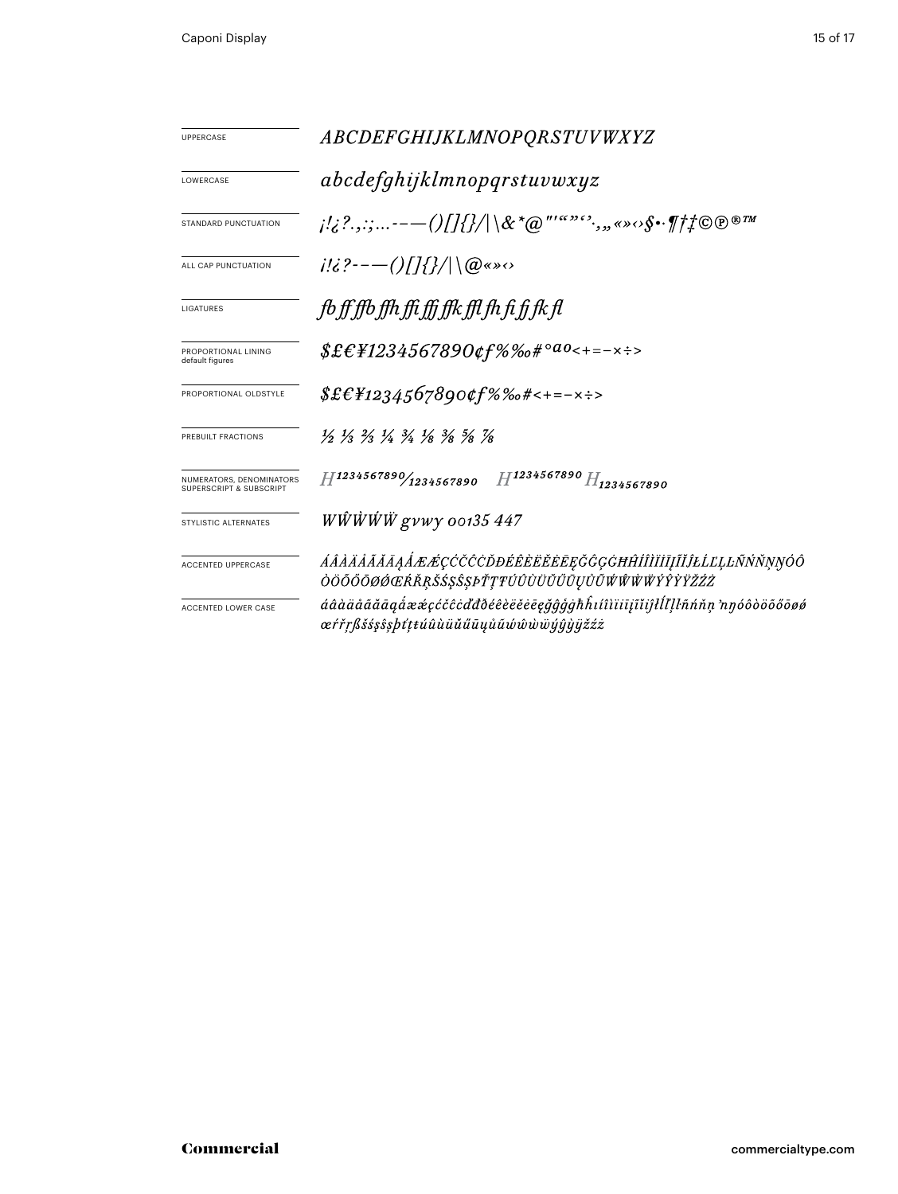| | |
|---|---|
| UPPERCASE | ABCDEFGHIJKLMNOPQRSTUVWXYZ |
| LOWERCASE | abcdefghijklmnopqrstuvwxyz |
| STANDARD PUNCTUATION | ¡!¿?.,:;...-–—()[]{}/\|\\&*@"'“”‘’·,„«»‹›§•·¶†‡©℗®™ |
| ALL CAP PUNCTUATION | ¡!¿?-–—()[]{}/\|\\@«»‹› |
| LIGATURES | fb ff ffb ffh ffi ffj ffk ffl fh fi fj fk fl |
| PROPORTIONAL LINING default figures | $£€¥1234567890¢ƒ%‰#°ªº<+=−×÷> |
| PROPORTIONAL OLDSTYLE | $£€¥1234567890¢ƒ%‰#<+=−×÷> |
| PREBUILT FRACTIONS | ½ ⅓ ⅔ ¼ ¾ ⅛ ⅜ ⅝ ⅞ |
| NUMERATORS, DENOMINATORS SUPERSCRIPT & SUBSCRIPT | H1234567890/1234567890 H1234567890 H1234567890 |
| STYLISTIC ALTERNATES | WŴẆẂẄ gvwy 00135 447 |
| ACCENTED UPPERCASE | ÁÂÀÄÅÃĂĀĄǺÆǼÇĆČĈĊĎĐÉÊÈËĚĖĒĘĞĜĢĠĦĤÍÎÌÏĪĮĨĴŁĹĽĻĿÑŃŇŅŊÓÔÒÖÕŐŌØǾŒŔŘŖŠŚŞŜȘÞŤŢŦÚÛÙÜŬŰŪŲŮŨẂŴẀẄÝŶỲŸŽŹŻ |
| ACCENTED LOWER CASE | áâàäåãăāąǻæǽçćčĉċďđðéêèëěėēęğĝģġħĥıíîìïīįĩĵłĺľļŀñńňņŉŋóôòöõőōøǿœŕřŗßšśşŝșþťţŧúûùüŭűūųůũẃŵẁẅýŷỳÿžźż |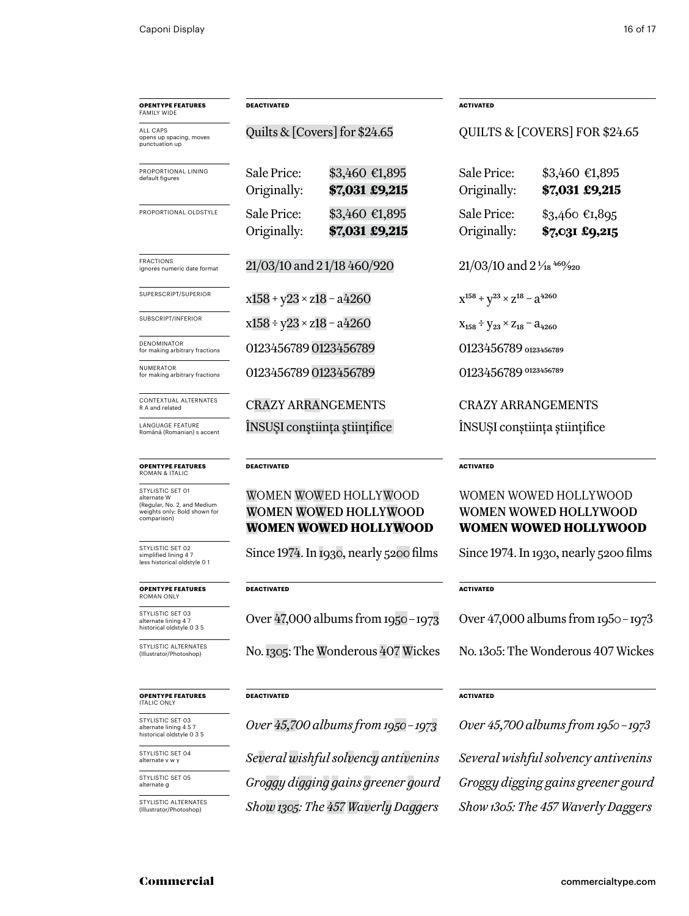| OPENTYPE FEATURES FAMILY WIDE | DEACTIVATED | ACTIVATED |
|---|---|---|
| ALL CAPS opens up spacing, moves punctuation up | Quilts & [Covers] for $24.65 | QUILTS & [COVERS] FOR $24.65 |
| PROPORTIONAL LINING default figures | Sale Price: $3,460 €1,895 Originally: **$7,031 £9,215** | Sale Price: $3,460 €1,895 Originally: **$7,031 £9,215** |
| PROPORTIONAL OLDSTYLE | Sale Price: $3,460 €1,895 Originally: **$7,031 £9,215** | Sale Price: $3,460 €1,895 Originally: **$7,031 £9,215** |
| FRACTIONS ignores numeric date format | 21/03/10 and 2 1/18 460/920 | 21/03/10 and 2 1⁄18 460⁄920 |
| SUPERSCRIPT/SUPERIOR | x158 + y23 × z18 – a4260 | $x^{158} + y^{23} \times z^{18} - a^{4260}$ |
| SUBSCRIPT/INFERIOR | x158 ÷ y23 × z18 – a4260 | $x_{158} \div y_{23} \times z_{18} - a_{4260}$ |
| DENOMINATOR for making arbitrary fractions | 0123456789 0123456789 | 0123456789 0123456789 |
| NUMERATOR for making arbitrary fractions | 0123456789 0123456789 | 0123456789 0123456789 |
| CONTEXTUAL ALTERNATES R A and related | CRAZY ARRANGEMENTS | CRAZY ARRANGEMENTS |
| LANGUAGE FEATURE Română (Romanian) s accent | ÎNSUŞI conştiinţa ştiinţifice | ÎNSUȘI conștiința științifice |

| OPENTYPE FEATURES ROMAN & ITALIC | DEACTIVATED | ACTIVATED |
|---|---|---|
| STYLISTIC SET 01 alternate W (Regular, No. 2, and Medium weights only; Bold shown for comparison) | WOMEN WOWED HOLLYWOOD WOMEN WOWED HOLLYWOOD **WOMEN WOWED HOLLYWOOD** | WOMEN WOWED HOLLYWOOD WOMEN WOWED HOLLYWOOD **WOMEN WOWED HOLLYWOOD** |
| STYLISTIC SET 02 simplified lining 4 7 less historical oldstyle 0 1 | Since 1974. In 1930, nearly 5200 films | Since 1974. In 1930, nearly 5200 films |

| OPENTYPE FEATURES ROMAN ONLY | DEACTIVATED | ACTIVATED |
|---|---|---|
| STYLISTIC SET 03 alternate lining 4 7 historical oldstyle 0 3 5 | Over 47,000 albums from 1950 – 1973 | Over 47,000 albums from 1950 – 1973 |
| STYLISTIC ALTERNATES (Illustrator/Photoshop) | No. 1305: The Wonderous 407 Wickes | No. 1305: The Wonderous 407 Wickes |

| OPENTYPE FEATURES ITALIC ONLY | DEACTIVATED | ACTIVATED |
|---|---|---|
| STYLISTIC SET 03 alternate lining 4 5 7 historical oldstyle 0 3 5 | *Over 45,700 albums from 1950 – 1973* | *Over 45,700 albums from 1950 – 1973* |
| STYLISTIC SET 04 alternate v w y | *Several wishful solvency antivenins* | *Several wishful solvency antivenins* |
| STYLISTIC SET 05 alternate g | *Groggy digging gains greener gourd* | *Groggy digging gains greener gourd* |
| STYLISTIC ALTERNATES (Illustrator/Photoshop) | *Show 1305: The 457 Waverly Daggers* | *Show 1305: The 457 Waverly Daggers* |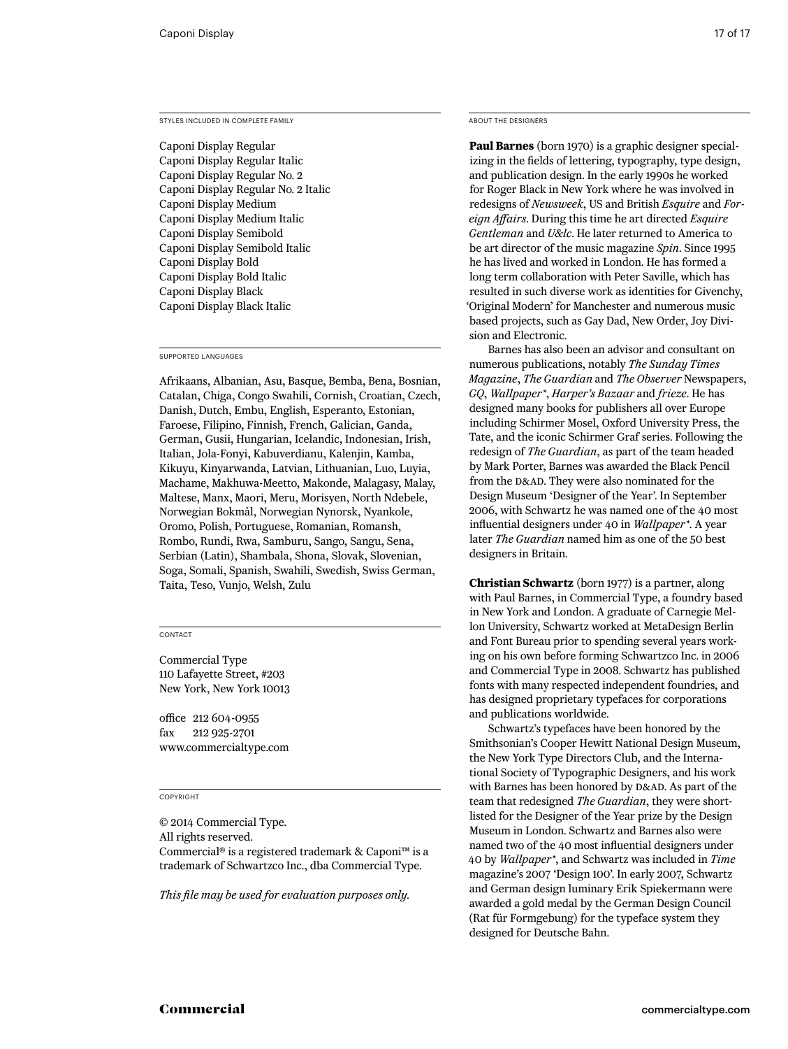## STYLES INCLUDED IN COMPLETE FAMILY

Caponi Display Regular
Caponi Display Regular Italic
Caponi Display Regular No. 2
Caponi Display Regular No. 2 Italic
Caponi Display Medium
Caponi Display Medium Italic
Caponi Display Semibold
Caponi Display Semibold Italic
Caponi Display Bold
Caponi Display Bold Italic
Caponi Display Black
Caponi Display Black Italic

## SUPPORTED LANGUAGES

Afrikaans, Albanian, Asu, Basque, Bemba, Bena, Bosnian, Catalan, Chiga, Congo Swahili, Cornish, Croatian, Czech, Danish, Dutch, Embu, English, Esperanto, Estonian, Faroese, Filipino, Finnish, French, Galician, Ganda, German, Gusii, Hungarian, Icelandic, Indonesian, Irish, Italian, Jola-Fonyi, Kabuverdianu, Kalenjin, Kamba, Kikuyu, Kinyarwanda, Latvian, Lithuanian, Luo, Luyia, Machame, Makhuwa-Meetto, Makonde, Malagasy, Malay, Maltese, Manx, Maori, Meru, Morisyen, North Ndebele, Norwegian Bokmål, Norwegian Nynorsk, Nyankole, Oromo, Polish, Portuguese, Romanian, Romansh, Rombo, Rundi, Rwa, Samburu, Sango, Sangu, Sena, Serbian (Latin), Shambala, Shona, Slovak, Slovenian, Soga, Somali, Spanish, Swahili, Swedish, Swiss German, Taita, Teso, Vunjo, Welsh, Zulu

## CONTACT

Commercial Type
110 Lafayette Street, #203
New York, New York 10013

office 212 604-0955
fax 212 925-2701
www.commercialtype.com

## COPYRIGHT

© 2014 Commercial Type.
All rights reserved.
Commercial® is a registered trademark & Caponi™ is a trademark of Schwartzco Inc., dba Commercial Type.

*This file may be used for evaluation purposes only.*

## ABOUT THE DESIGNERS

**Paul Barnes** (born 1970) is a graphic designer specializing in the fields of lettering, typography, type design, and publication design. In the early 1990s he worked for Roger Black in New York where he was involved in redesigns of *Newsweek*, US and British *Esquire* and *Foreign Affairs*. During this time he art directed *Esquire Gentleman* and *U&lc*. He later returned to America to be art director of the music magazine *Spin*. Since 1995 he has lived and worked in London. He has formed a long term collaboration with Peter Saville, which has resulted in such diverse work as identities for Givenchy, 'Original Modern' for Manchester and numerous music based projects, such as Gay Dad, New Order, Joy Division and Electronic.

Barnes has also been an advisor and consultant on numerous publications, notably *The Sunday Times Magazine*, *The Guardian* and *The Observer* Newspapers, *GQ*, *Wallpaper\**, *Harper's Bazaar* and *frieze*. He has designed many books for publishers all over Europe including Schirmer Mosel, Oxford University Press, the Tate, and the iconic Schirmer Graf series. Following the redesign of *The Guardian*, as part of the team headed by Mark Porter, Barnes was awarded the Black Pencil from the D&AD. They were also nominated for the Design Museum 'Designer of the Year'. In September 2006, with Schwartz he was named one of the 40 most influential designers under 40 in *Wallpaper\**. A year later *The Guardian* named him as one of the 50 best designers in Britain.

**Christian Schwartz** (born 1977) is a partner, along with Paul Barnes, in Commercial Type, a foundry based in New York and London. A graduate of Carnegie Mellon University, Schwartz worked at MetaDesign Berlin and Font Bureau prior to spending several years working on his own before forming Schwartzco Inc. in 2006 and Commercial Type in 2008. Schwartz has published fonts with many respected independent foundries, and has designed proprietary typefaces for corporations and publications worldwide.

Schwartz's typefaces have been honored by the Smithsonian's Cooper Hewitt National Design Museum, the New York Type Directors Club, and the International Society of Typographic Designers, and his work with Barnes has been honored by D&AD. As part of the team that redesigned *The Guardian*, they were shortlisted for the Designer of the Year prize by the Design Museum in London. Schwartz and Barnes also were named two of the 40 most influential designers under 40 by *Wallpaper\**, and Schwartz was included in *Time* magazine's 2007 'Design 100'. In early 2007, Schwartz and German design luminary Erik Spiekermann were awarded a gold medal by the German Design Council (Rat für Formgebung) for the typeface system they designed for Deutsche Bahn.